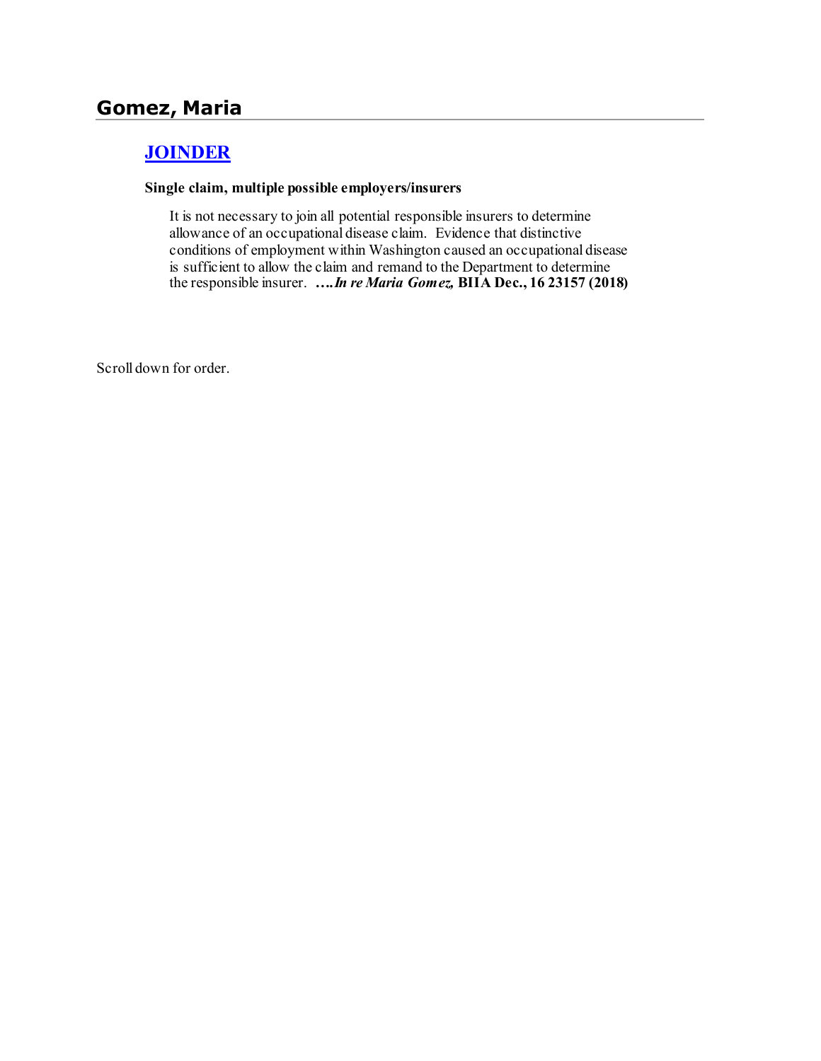## Gomez, Maria

### JOINDER

**Single claim, multiple possible employers/insurers**

It is not necessary to join all potential responsible insurers to determine allowance of an occupational disease claim. Evidence that distinctive conditions of employment within Washington caused an occupational disease is sufficient to allow the claim and remand to the Department to determine the responsible insurer. ***….In re Maria Gomez,*** **BIIA Dec., 16 23157 (2018)**

Scroll down for order.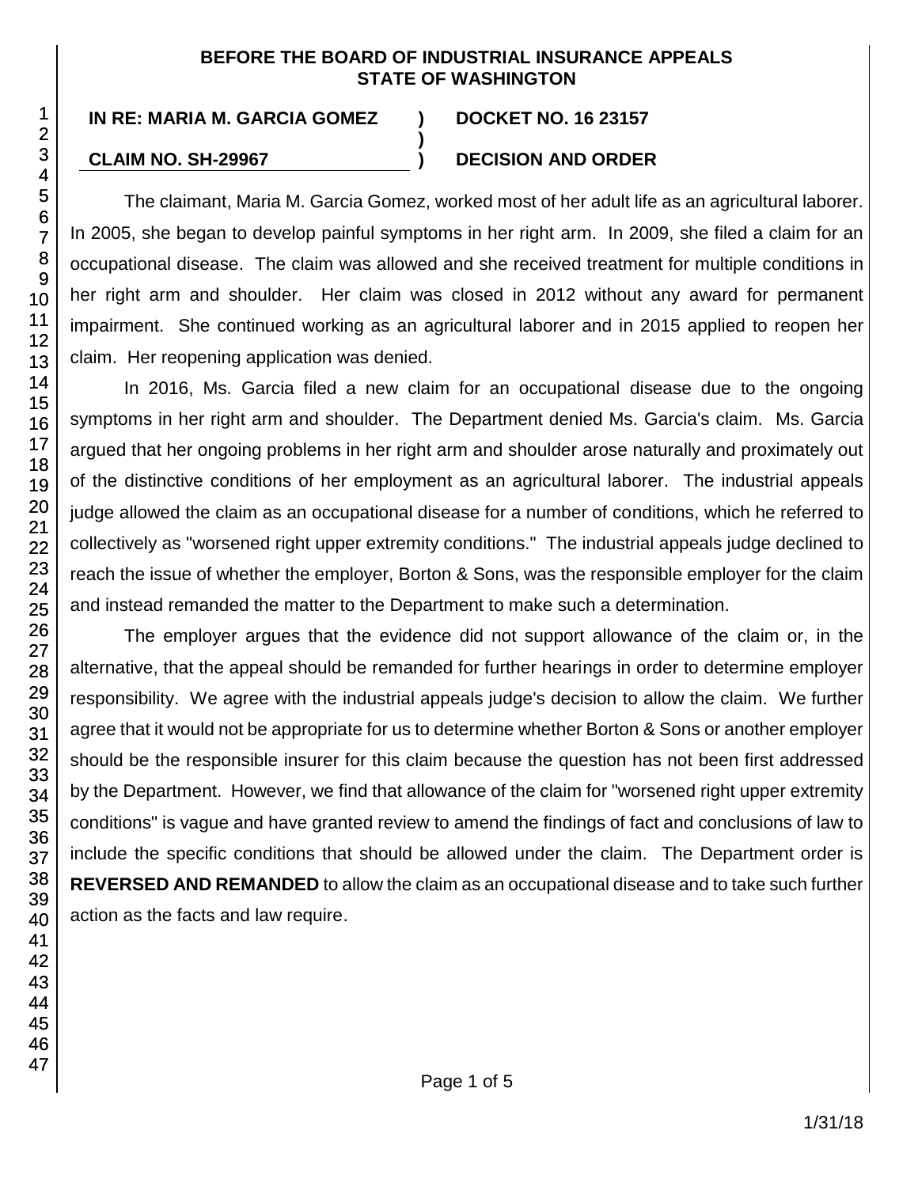**BEFORE THE BOARD OF INDUSTRIAL INSURANCE APPEALS**
**STATE OF WASHINGTON**

**IN RE: MARIA M. GARCIA GOMEZ** ) **DOCKET NO. 16 23157**
)
**CLAIM NO. SH-29967** ) **DECISION AND ORDER**

The claimant, Maria M. Garcia Gomez, worked most of her adult life as an agricultural laborer. In 2005, she began to develop painful symptoms in her right arm. In 2009, she filed a claim for an occupational disease. The claim was allowed and she received treatment for multiple conditions in her right arm and shoulder. Her claim was closed in 2012 without any award for permanent impairment. She continued working as an agricultural laborer and in 2015 applied to reopen her claim. Her reopening application was denied.

In 2016, Ms. Garcia filed a new claim for an occupational disease due to the ongoing symptoms in her right arm and shoulder. The Department denied Ms. Garcia's claim. Ms. Garcia argued that her ongoing problems in her right arm and shoulder arose naturally and proximately out of the distinctive conditions of her employment as an agricultural laborer. The industrial appeals judge allowed the claim as an occupational disease for a number of conditions, which he referred to collectively as "worsened right upper extremity conditions." The industrial appeals judge declined to reach the issue of whether the employer, Borton & Sons, was the responsible employer for the claim and instead remanded the matter to the Department to make such a determination.

The employer argues that the evidence did not support allowance of the claim or, in the alternative, that the appeal should be remanded for further hearings in order to determine employer responsibility. We agree with the industrial appeals judge's decision to allow the claim. We further agree that it would not be appropriate for us to determine whether Borton & Sons or another employer should be the responsible insurer for this claim because the question has not been first addressed by the Department. However, we find that allowance of the claim for "worsened right upper extremity conditions" is vague and have granted review to amend the findings of fact and conclusions of law to include the specific conditions that should be allowed under the claim. The Department order is **REVERSED AND REMANDED** to allow the claim as an occupational disease and to take such further action as the facts and law require.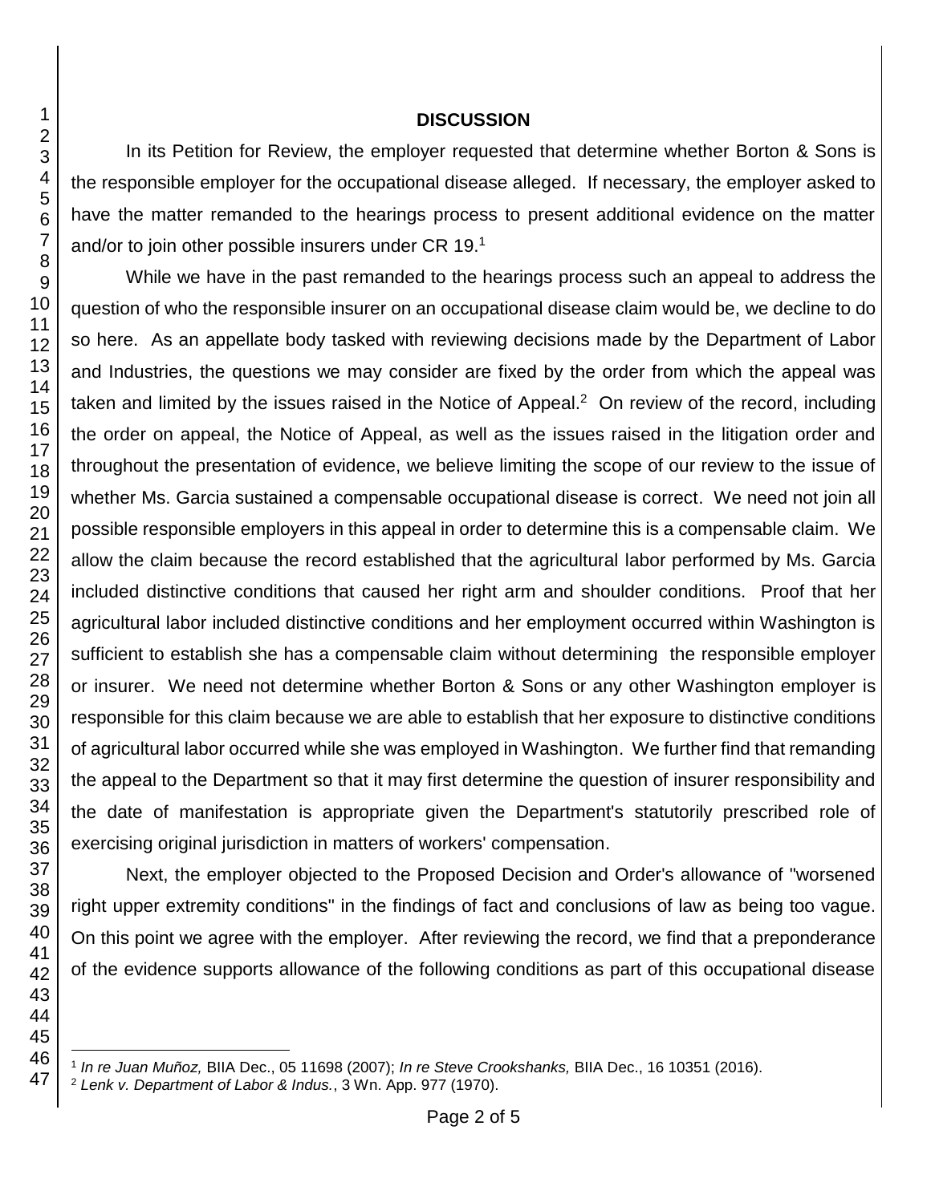## DISCUSSION

In its Petition for Review, the employer requested that determine whether Borton & Sons is the responsible employer for the occupational disease alleged. If necessary, the employer asked to have the matter remanded to the hearings process to present additional evidence on the matter and/or to join other possible insurers under CR 19.[1]

While we have in the past remanded to the hearings process such an appeal to address the question of who the responsible insurer on an occupational disease claim would be, we decline to do so here. As an appellate body tasked with reviewing decisions made by the Department of Labor and Industries, the questions we may consider are fixed by the order from which the appeal was taken and limited by the issues raised in the Notice of Appeal.[2] On review of the record, including the order on appeal, the Notice of Appeal, as well as the issues raised in the litigation order and throughout the presentation of evidence, we believe limiting the scope of our review to the issue of whether Ms. Garcia sustained a compensable occupational disease is correct. We need not join all possible responsible employers in this appeal in order to determine this is a compensable claim. We allow the claim because the record established that the agricultural labor performed by Ms. Garcia included distinctive conditions that caused her right arm and shoulder conditions. Proof that her agricultural labor included distinctive conditions and her employment occurred within Washington is sufficient to establish she has a compensable claim without determining the responsible employer or insurer. We need not determine whether Borton & Sons or any other Washington employer is responsible for this claim because we are able to establish that her exposure to distinctive conditions of agricultural labor occurred while she was employed in Washington. We further find that remanding the appeal to the Department so that it may first determine the question of insurer responsibility and the date of manifestation is appropriate given the Department's statutorily prescribed role of exercising original jurisdiction in matters of workers' compensation.

Next, the employer objected to the Proposed Decision and Order's allowance of "worsened right upper extremity conditions" in the findings of fact and conclusions of law as being too vague. On this point we agree with the employer. After reviewing the record, we find that a preponderance of the evidence supports allowance of the following conditions as part of this occupational disease

---

[1] *In re Juan Muñoz,* BIIA Dec., 05 11698 (2007); *In re Steve Crookshanks,* BIIA Dec., 16 10351 (2016).

[2] *Lenk v. Department of Labor & Indus.*, 3 Wn. App. 977 (1970).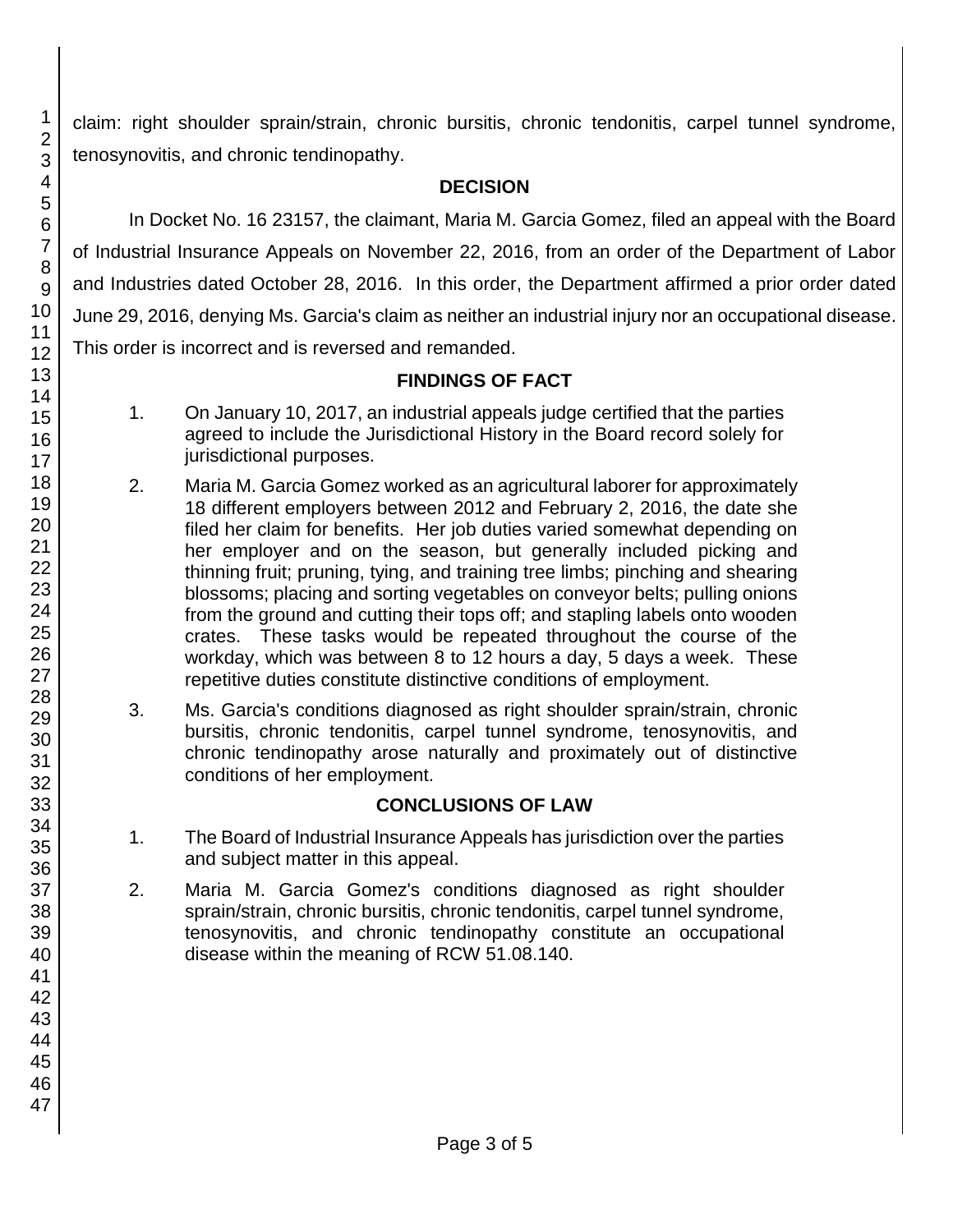claim: right shoulder sprain/strain, chronic bursitis, chronic tendonitis, carpel tunnel syndrome, tenosynovitis, and chronic tendinopathy.

## DECISION

In Docket No. 16 23157, the claimant, Maria M. Garcia Gomez, filed an appeal with the Board of Industrial Insurance Appeals on November 22, 2016, from an order of the Department of Labor and Industries dated October 28, 2016. In this order, the Department affirmed a prior order dated June 29, 2016, denying Ms. Garcia's claim as neither an industrial injury nor an occupational disease. This order is incorrect and is reversed and remanded.

## FINDINGS OF FACT

1. On January 10, 2017, an industrial appeals judge certified that the parties agreed to include the Jurisdictional History in the Board record solely for jurisdictional purposes.

2. Maria M. Garcia Gomez worked as an agricultural laborer for approximately 18 different employers between 2012 and February 2, 2016, the date she filed her claim for benefits. Her job duties varied somewhat depending on her employer and on the season, but generally included picking and thinning fruit; pruning, tying, and training tree limbs; pinching and shearing blossoms; placing and sorting vegetables on conveyor belts; pulling onions from the ground and cutting their tops off; and stapling labels onto wooden crates. These tasks would be repeated throughout the course of the workday, which was between 8 to 12 hours a day, 5 days a week. These repetitive duties constitute distinctive conditions of employment.

3. Ms. Garcia's conditions diagnosed as right shoulder sprain/strain, chronic bursitis, chronic tendonitis, carpel tunnel syndrome, tenosynovitis, and chronic tendinopathy arose naturally and proximately out of distinctive conditions of her employment.

## CONCLUSIONS OF LAW

1. The Board of Industrial Insurance Appeals has jurisdiction over the parties and subject matter in this appeal.

2. Maria M. Garcia Gomez's conditions diagnosed as right shoulder sprain/strain, chronic bursitis, chronic tendonitis, carpel tunnel syndrome, tenosynovitis, and chronic tendinopathy constitute an occupational disease within the meaning of RCW 51.08.140.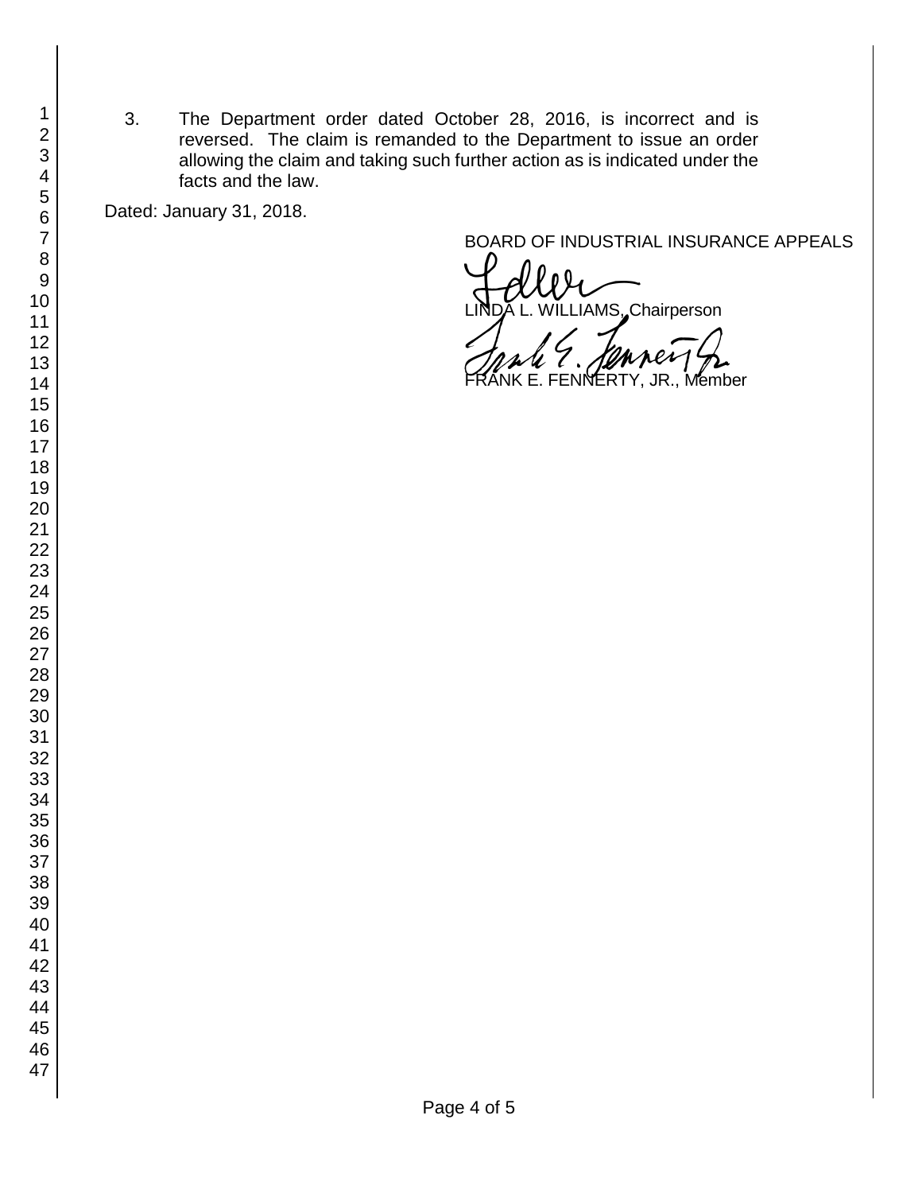3. The Department order dated October 28, 2016, is incorrect and is reversed. The claim is remanded to the Department to issue an order allowing the claim and taking such further action as is indicated under the facts and the law.

Dated: January 31, 2018.

BOARD OF INDUSTRIAL INSURANCE APPEALS

LINDA L. WILLIAMS, Chairperson

FRANK E. FENNERTY, JR., Member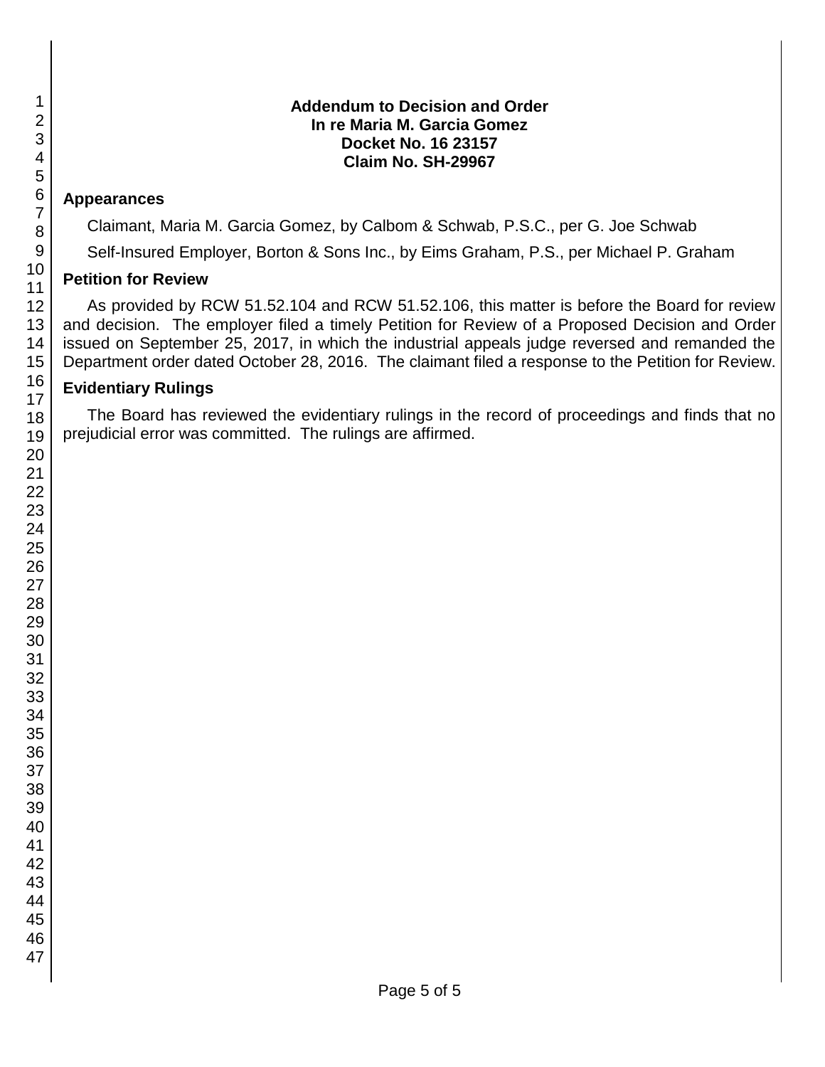**Addendum to Decision and Order**
**In re Maria M. Garcia Gomez**
**Docket No. 16 23157**
**Claim No. SH-29967**

## Appearances

Claimant, Maria M. Garcia Gomez, by Calbom & Schwab, P.S.C., per G. Joe Schwab

Self-Insured Employer, Borton & Sons Inc., by Eims Graham, P.S., per Michael P. Graham

## Petition for Review

As provided by RCW 51.52.104 and RCW 51.52.106, this matter is before the Board for review and decision. The employer filed a timely Petition for Review of a Proposed Decision and Order issued on September 25, 2017, in which the industrial appeals judge reversed and remanded the Department order dated October 28, 2016. The claimant filed a response to the Petition for Review.

## Evidentiary Rulings

The Board has reviewed the evidentiary rulings in the record of proceedings and finds that no prejudicial error was committed. The rulings are affirmed.